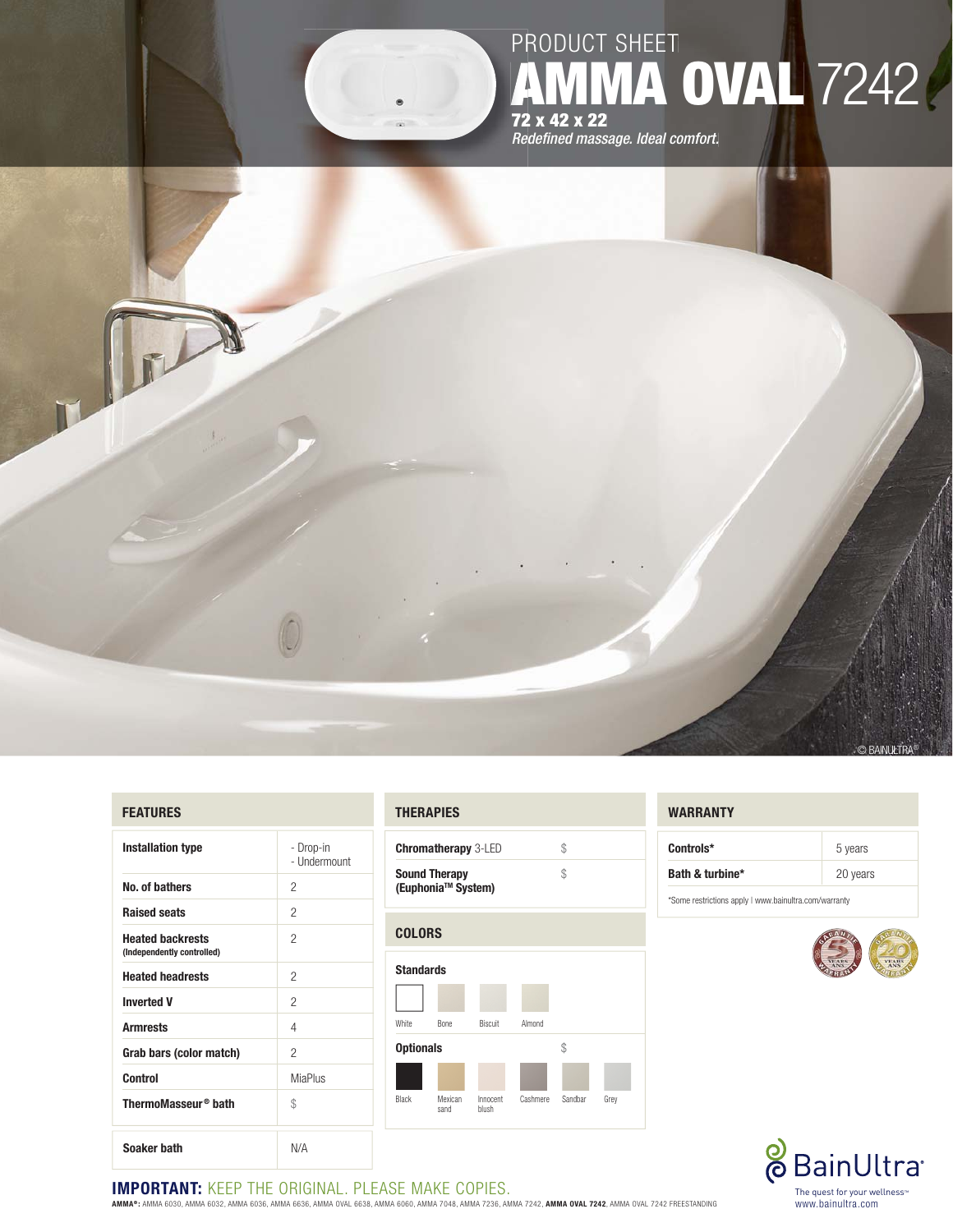PRODUCT SHEET

# AMMA OVAL 7242

**72 x 42 x 22**

*Redefined massage. Ideal comfort.*

© BAINULTRA

## FEATURES

| | |
|---|---|
| **Installation type** | - Drop-in<br>- Undermount |
| **No. of bathers** | 2 |
| **Raised seats** | 2 |
| **Heated backrests** (Independently controlled) | 2 |
| **Heated headrests** | 2 |
| **Inverted V** | 2 |
| **Armrests** | 4 |
| **Grab bars (color match)** | 2 |
| **Control** | MiaPlus |
| **ThermoMasseur® bath** | $ |
| **Soaker bath** | N/A |

## THERAPIES

| | |
|---|---|
| **Chromatherapy** 3-LED | $ |
| **Sound Therapy (Euphonia™ System)** | $ |

## COLORS

**Standards**

White, Bone, Biscuit, Almond

**Optionals** $

Black, Mexican sand, Innocent blush, Cashmere, Sandbar, Grey

## WARRANTY

| | |
|---|---|
| **Controls*** | 5 years |
| **Bath & turbine*** | 20 years |

*Some restrictions apply | www.bainultra.com/warranty

BainUltra
The quest for your wellness™
www.bainultra.com

**IMPORTANT:** KEEP THE ORIGINAL. PLEASE MAKE COPIES.

**AMMA®:** AMMA 6030, AMMA 6032, AMMA 6036, AMMA 6636, AMMA OVAL 6638, AMMA 6060, AMMA 7048, AMMA 7236, AMMA 7242, **AMMA OVAL 7242**, AMMA OVAL 7242 FREESTANDING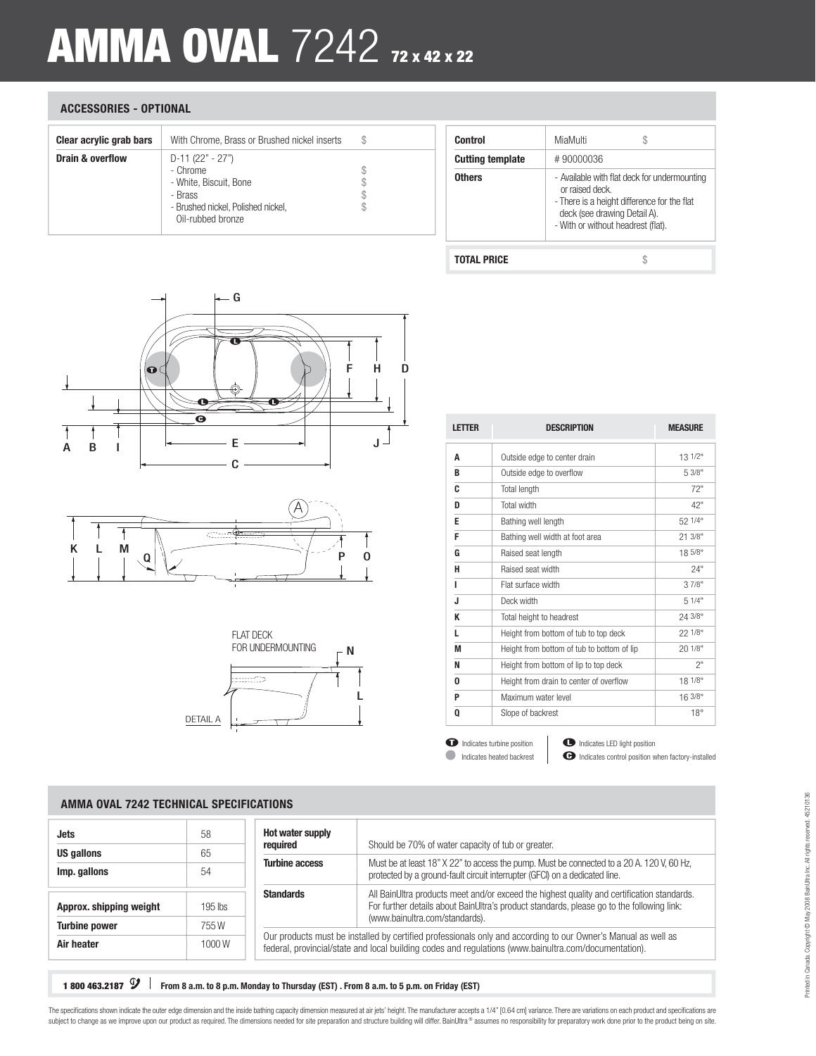# AMMA OVAL 7242 72 x 42 x 22

## ACCESSORIES - OPTIONAL

| | | |
|---|---|---|
| **Clear acrylic grab bars** | With Chrome, Brass or Brushed nickel inserts | $ |
| **Drain & overflow** | D-11 (22" - 27")<br>- Chrome<br>- White, Biscuit, Bone<br>- Brass<br>- Brushed nickel, Polished nickel, Oil-rubbed bronze | <br>$<br>$<br>$<br>$ |

| | |
|---|---|
| **Control** | MiaMulti $ |
| **Cutting template** | # 90000036 |
| **Others** | - Available with flat deck for undermounting or raised deck.<br>- There is a height difference for the flat deck (see drawing Detail A).<br>- With or without headrest (flat). |

**TOTAL PRICE** $

G

F H D

A B I E J

C

K L M Q P O

A

FLAT DECK
FOR UNDERMOUNTING N

L

DETAIL A

| LETTER | DESCRIPTION | MEASURE |
|---|---|---|
| **A** | Outside edge to center drain | 13 1/2" |
| **B** | Outside edge to overflow | 5 3/8" |
| **C** | Total length | 72" |
| **D** | Total width | 42" |
| **E** | Bathing well length | 52 1/4" |
| **F** | Bathing well width at foot area | 21 3/8" |
| **G** | Raised seat length | 18 5/8" |
| **H** | Raised seat width | 24" |
| **I** | Flat surface width | 3 7/8" |
| **J** | Deck width | 5 1/4" |
| **K** | Total height to headrest | 24 3/8" |
| **L** | Height from bottom of tub to top deck | 22 1/8" |
| **M** | Height from bottom of tub to bottom of lip | 20 1/8" |
| **N** | Height from bottom of lip to top deck | 2" |
| **O** | Height from drain to center of overflow | 18 1/8" |
| **P** | Maximum water level | 16 3/8" |
| **Q** | Slope of backrest | 18° |

T Indicates turbine position
Indicates heated backrest
L Indicates LED light position
C Indicates control position when factory-installed

## AMMA OVAL 7242 TECHNICAL SPECIFICATIONS

| | |
|---|---|
| **Jets** | 58 |
| **US gallons** | 65 |
| **Imp. gallons** | 54 |

| | |
|---|---|
| **Approx. shipping weight** | 195 lbs |
| **Turbine power** | 755 W |
| **Air heater** | 1000 W |

| | |
|---|---|
| **Hot water supply required** | Should be 70% of water capacity of tub or greater. |
| **Turbine access** | Must be at least 18" X 22" to access the pump. Must be connected to a 20 A. 120 V, 60 Hz, protected by a ground-fault circuit interrupter (GFCI) on a dedicated line. |
| **Standards** | All BainUltra products meet and/or exceed the highest quality and certification standards. For further details about BainUltra's product standards, please go to the following link: (www.bainultra.com/standards). |

Our products must be installed by certified professionals only and according to our Owner's Manual as well as federal, provincial/state and local building codes and regulations (www.bainultra.com/documentation).

**1 800 463.2187** | **From 8 a.m. to 8 p.m. Monday to Thursday (EST) . From 8 a.m. to 5 p.m. on Friday (EST)**

The specifications shown indicate the outer edge dimension and the inside bathing capacity dimension measured at air jets' height. The manufacturer accepts a 1/4" [0.64 cm] variance. There are variations on each product and specifications are subject to change as we improve upon our product as required. The dimensions needed for site preparation and structure building will differ. BainUltra® assumes no responsibility for preparatory work done prior to the product being on site.

Printed in Canada. Copyright © May 2008 BainUltra Inc. All rights reserved. 45210136